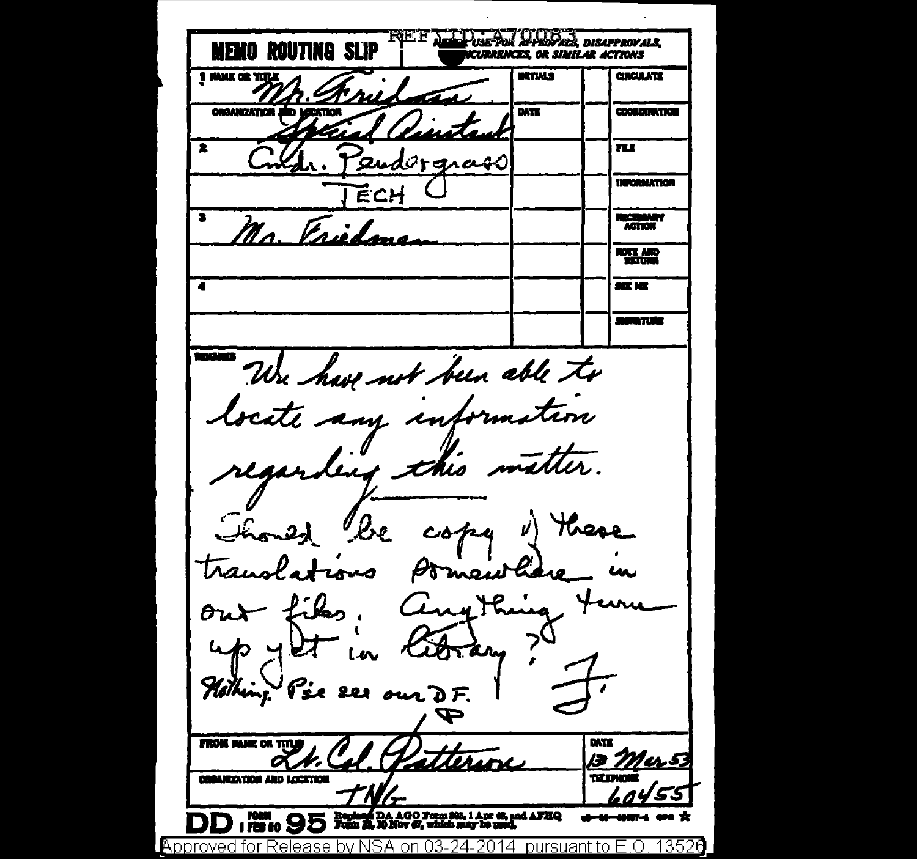REF ID: A70083

# MEMO ROUTING SLIP

NEVER USE FOR APPROVALS, DISAPPROVALS, CONCURRENCES, OR SIMILAR ACTIONS

| | NAME OR TITLE | INITIALS | | |
|---|---|---|---|---|
| 1 | Mr. Friedman | | | CIRCULATE |
| | ORGANIZATION AND LOCATION: Special Assistant | DATE | | COORDINATION |
| 2 | Cmdr. Pendergrass | | | FILE |
| | TECH | | | INFORMATION |
| 3 | Mr. Friedman | | | NECESSARY ACTION |
| | | | | NOTE AND RETURN |
| 4 | | | | SEE ME |
| | | | | SIGNATURE |

REMARKS

We have not been able to locate any information regarding this matter.

Should be copy of these translations somewhere in our files. Anything turn up yet in library? F.

Nothing. Pse see our D.F. P

FROM NAME OR TITLE: Lt. Col. Patterson

DATE: 13 Mar 53

ORGANIZATION AND LOCATION: TNG

TELEPHONE: 60455

DD FORM 1 FEB 50 95 Replaces DA AGO Form 895, 1 Apr 48, and AFHQ Form 12, 10 Nov 47, which may be used.

Approved for Release by NSA on 03-24-2014 pursuant to E.O. 13526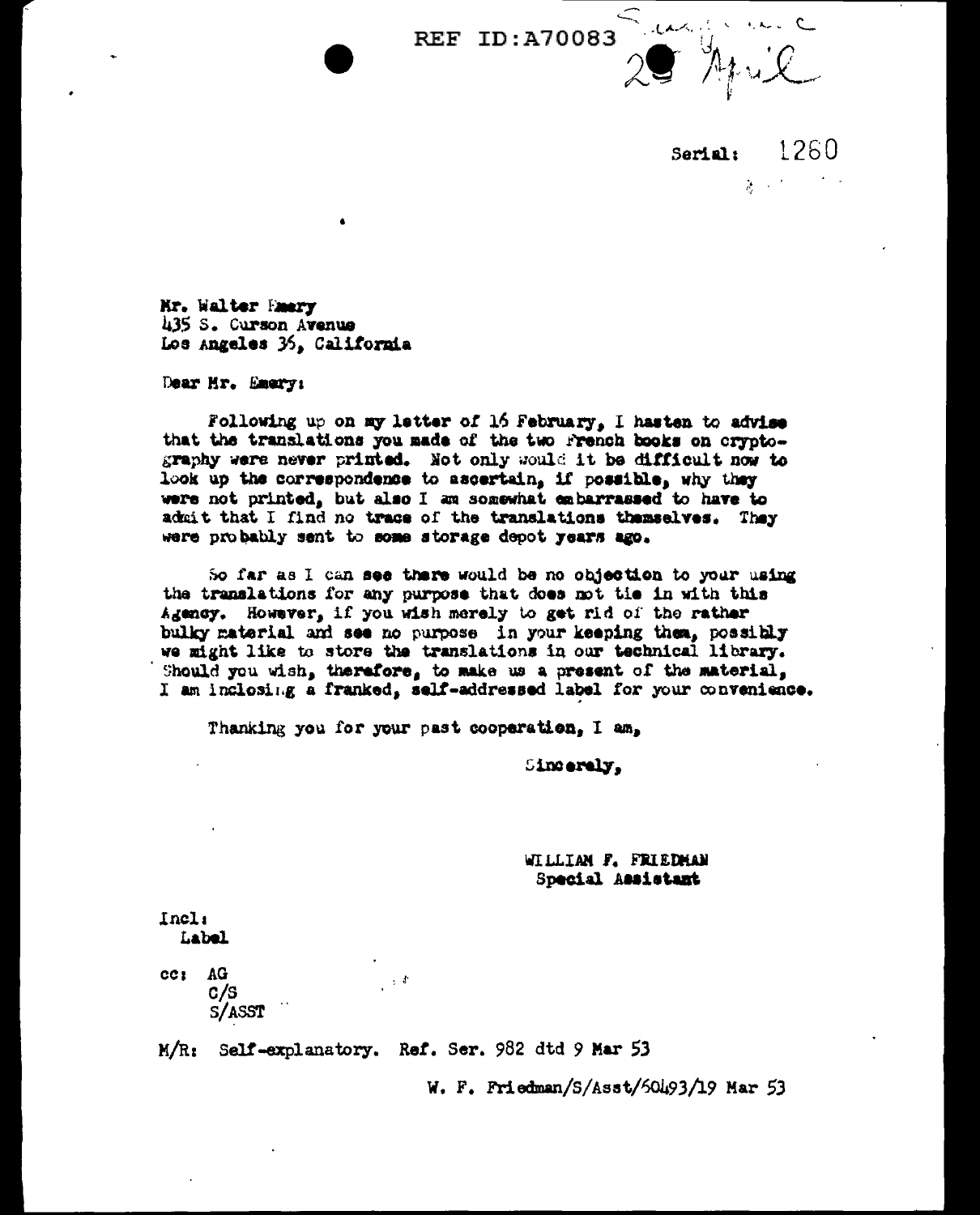REF ID:A70083

29 April

Serial: 1260

Mr. Walter Emery
435 S. Curson Avenue
Los Angeles 36, California

Dear Mr. Emery:

Following up on my letter of 16 February, I hasten to advise that the translations you made of the two French books on cryptography were never printed. Not only would it be difficult now to look up the correspondence to ascertain, if possible, why they were not printed, but also I am somewhat embarrassed to have to admit that I find no trace of the translations themselves. They were probably sent to some storage depot years ago.

So far as I can see there would be no objection to your using the translations for any purpose that does not tie in with this Agency. However, if you wish merely to get rid of the rather bulky material and see no purpose in your keeping them, possibly we might like to store the translations in our technical library. Should you wish, therefore, to make us a present of the material, I am inclosing a franked, self-addressed label for your convenience.

Thanking you for your past cooperation, I am,

Sincerely,

WILLIAM F. FRIEDMAN
Special Assistant

Incl:
Label

cc: AG
C/S
S/ASST

M/R: Self-explanatory. Ref. Ser. 982 dtd 9 Mar 53

W. F. Friedman/S/Asst/60493/19 Mar 53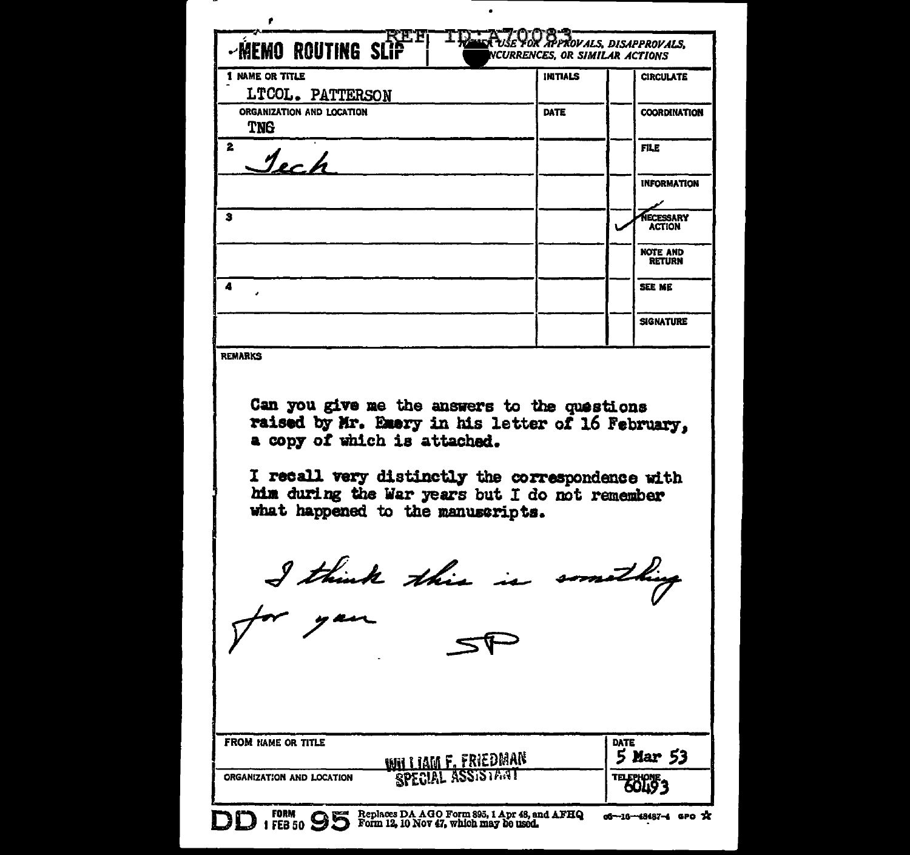REF ID:A70083

# MEMO ROUTING SLIP

NEVER USE FOR APPROVALS, DISAPPROVALS, CONCURRENCES, OR SIMILAR ACTIONS

| NAME OR TITLE | INITIALS | | |
|---|---|---|---|
| 1 LTCOL. PATTERSON | | | CIRCULATE |
| ORGANIZATION AND LOCATION: TNG | DATE | | COORDINATION |
| 2 Tech | | | FILE |
| | | | INFORMATION |
| 3 | | ✓ | NECESSARY ACTION |
| | | | NOTE AND RETURN |
| 4 | | | SEE ME |
| | | | SIGNATURE |

REMARKS

Can you give me the answers to the questions raised by Mr. Emery in his letter of 16 February, a copy of which is attached.

I recall very distinctly the correspondence with him during the War years but I do not remember what happened to the manuscripts.

I think this is something for you

SP

| FROM NAME OR TITLE | DATE |
|---|---|
| WILLIAM F. FRIEDMAN | 5 Mar 53 |
| ORGANIZATION AND LOCATION: SPECIAL ASSISTANT | TELEPHONE 60493 |

DD FORM 1 FEB 50 95 Replaces DA AGO Form 895, 1 Apr 48, and AFHQ Form 12, 10 Nov 47, which may be used. 06—16—48487-4 GPO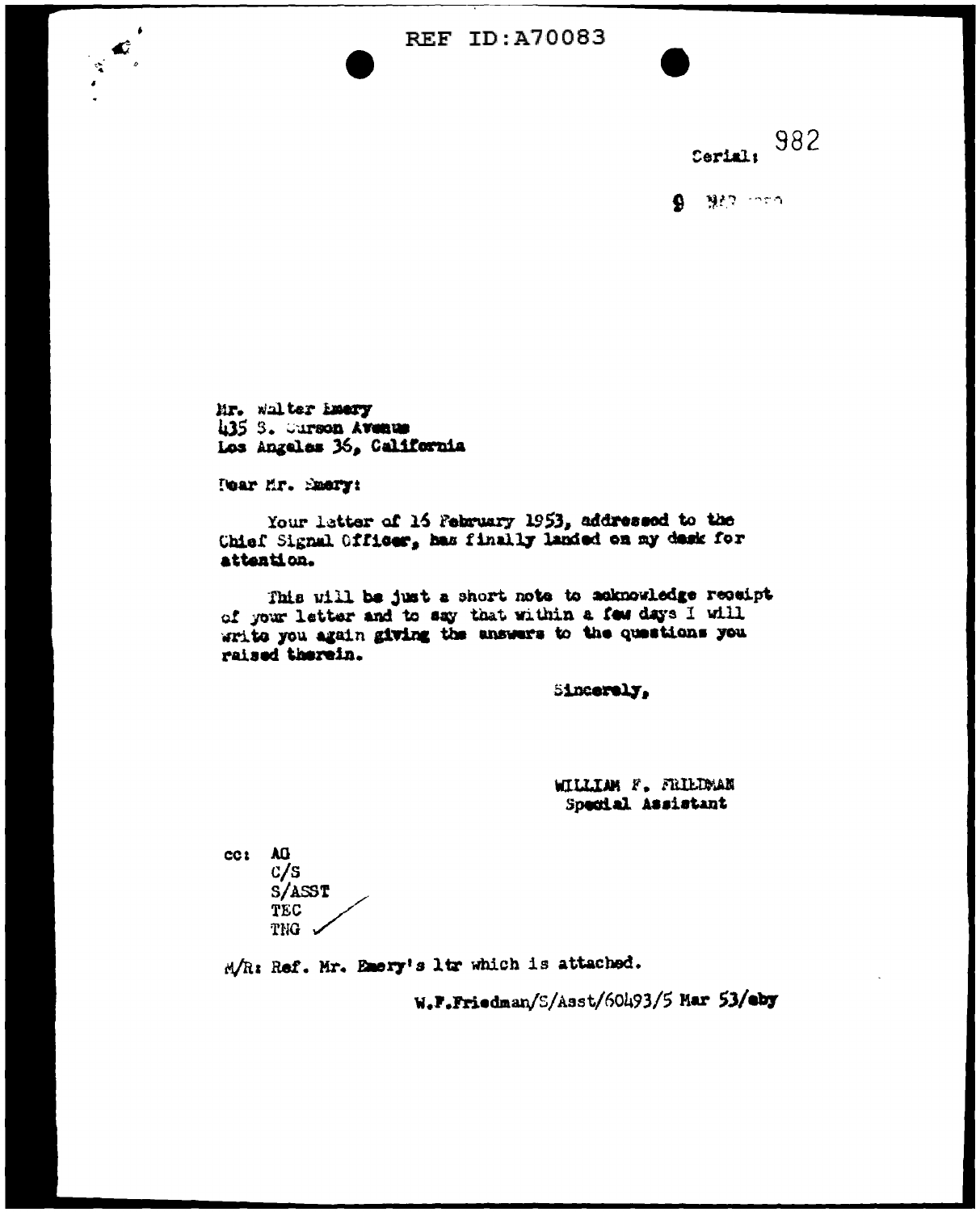REF ID:A70083

Serial: 982

9 MAR 1953

Mr. Walter Emery
435 S. Curson Avenue
Los Angeles 36, California

Dear Mr. Emery:

Your letter of 16 February 1953, addressed to the Chief Signal Officer, has finally landed on my desk for attention.

This will be just a short note to acknowledge receipt of your letter and to say that within a few days I will write you again giving the answers to the questions you raised therein.

Sincerely,

WILLIAM F. FRIEDMAN
Special Assistant

cc: AG
C/S
S/ASST
TEC
TNG ✓

M/R: Ref. Mr. Emery's ltr which is attached.

W.F.Friedman/S/Asst/60493/5 Mar 53/eby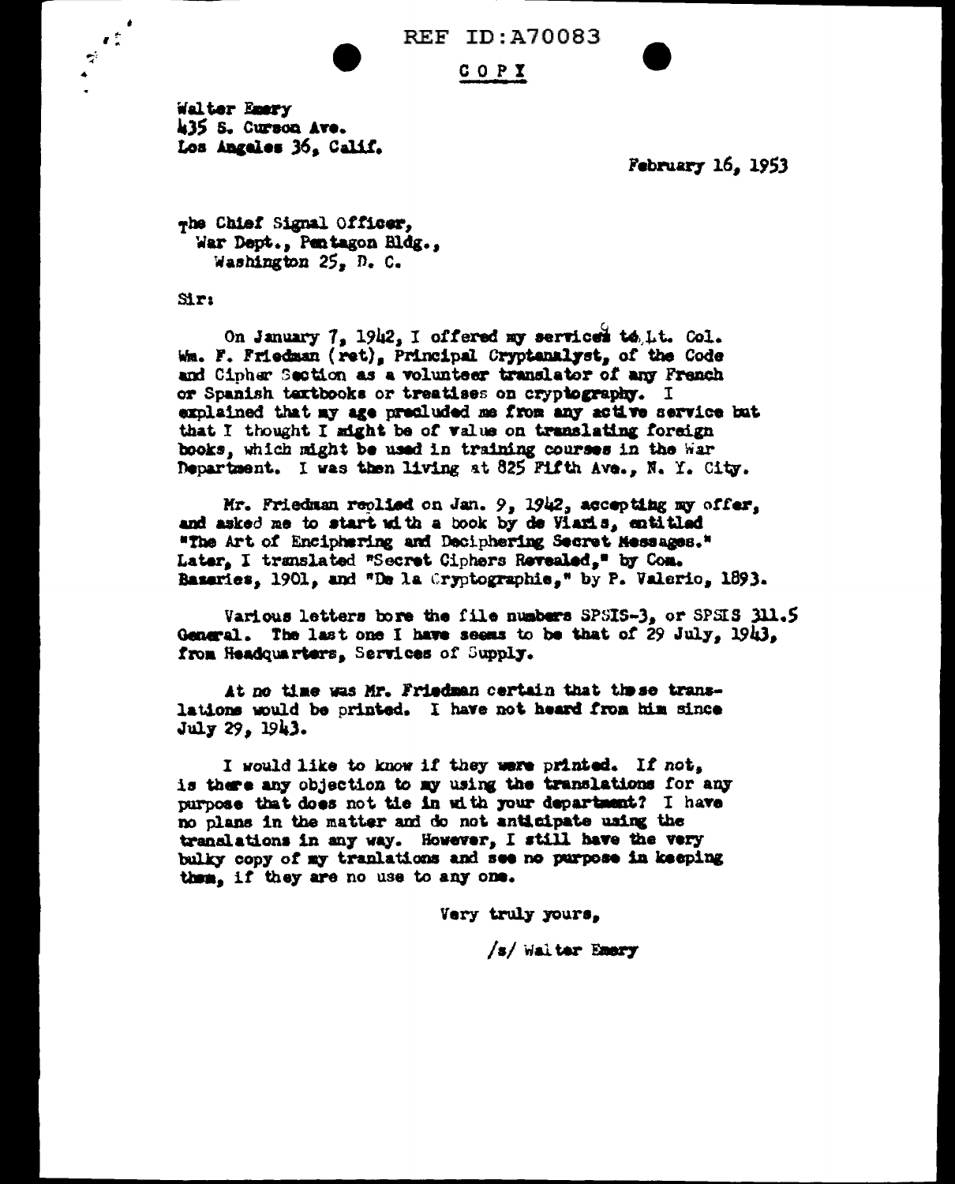REF ID:A70083

COPY

Walter Emery
435 S. Curson Ave.
Los Angeles 36, Calif.

February 16, 1953

The Chief Signal Officer,
War Dept., Pentagon Bldg.,
Washington 25, D. C.

Sir:

On January 7, 1942, I offered my services to Lt. Col. Wm. F. Friedman (ret), Principal Cryptanalyst, of the Code and Cipher Section as a volunteer translator of any French or Spanish textbooks or treatises on cryptography. I explained that my age precluded me from any active service but that I thought I might be of value on translating foreign books, which might be used in training courses in the War Department. I was then living at 825 Fifth Ave., N. Y. City.

Mr. Friedman replied on Jan. 9, 1942, accepting my offer, and asked me to start with a book by de Viaris, entitled "The Art of Enciphering and Deciphering Secret Messages." Later, I translated "Secret Ciphers Revealed," by Com. Bazeries, 1901, and "De la Cryptographie," by P. Valerio, 1893.

Various letters bore the file numbers SPSIS-3, or SPSIS 311.5 General. The last one I have seems to be that of 29 July, 1943, from Headquarters, Services of Supply.

At no time was Mr. Friedman certain that these translations would be printed. I have not heard from him since July 29, 1943.

I would like to know if they were printed. If not, is there any objection to my using the translations for any purpose that does not tie in with your department? I have no plans in the matter and do not anticipate using the translations in any way. However, I still have the very bulky copy of my tranlations and see no purpose in keeping them, if they are no use to any one.

Very truly yours,

/s/ Walter Emery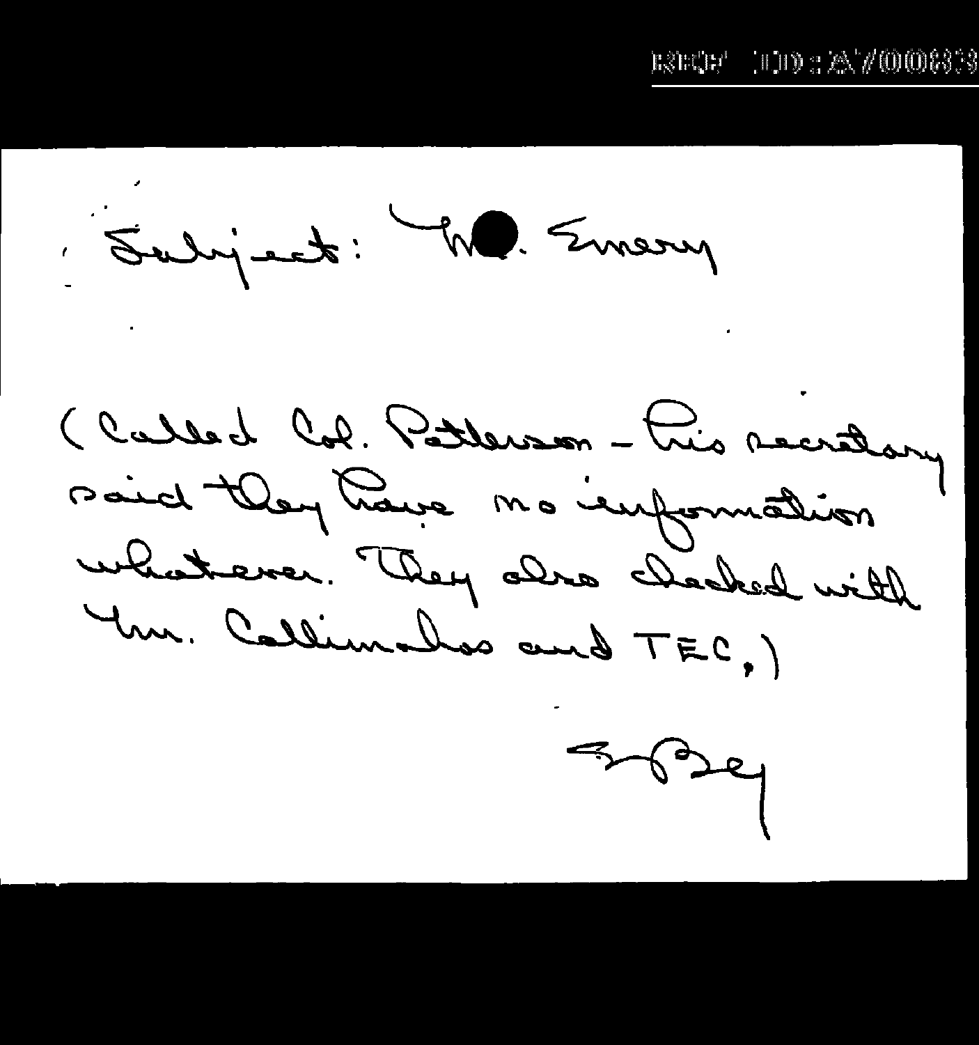Subject: Mr. Emery

(Called Col. Patterson - his secretary said they have no information whatever. They also checked with Mr. Collimakos and TEC.)

B. Bey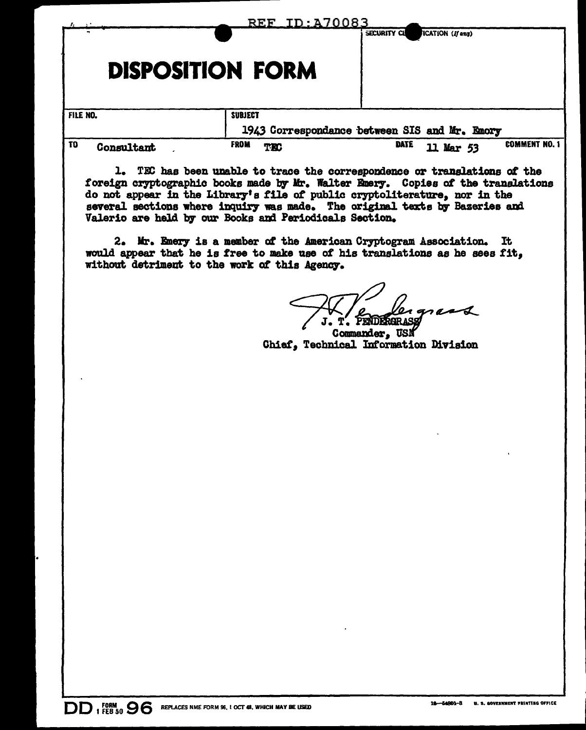REF ID:A70083

# DISPOSITION FORM

SECURITY CLASSIFICATION (If any)

| FILE NO. | SUBJECT | | |
|---|---|---|---|
| | 1943 Correspondance between SIS and Mr. Emory | | |
| TO Consultant | FROM TEC | DATE 11 Mar 53 | COMMENT NO. 1 |

1. TEC has been unable to trace the correspondence or translations of the foreign cryptographic books made by Mr. Walter Emery. Copies of the translations do not appear in the Library's file of public cryptoliterature, nor in the several sections where inquiry was made. The original texts by Bazeries and Valerio are held by our Books and Periodicals Section.

2. Mr. Emery is a member of the American Cryptogram Association. It would appear that he is free to make use of his translations as he sees fit, without detriment to the work of this Agency.

J. T. PENDERGRASS
Commander, USN
Chief, Technical Information Division

DD FORM 1 FEB 50 96 REPLACES NME FORM 96, 1 OCT 48, WHICH MAY BE USED

16—54801-3 U. S. GOVERNMENT PRINTING OFFICE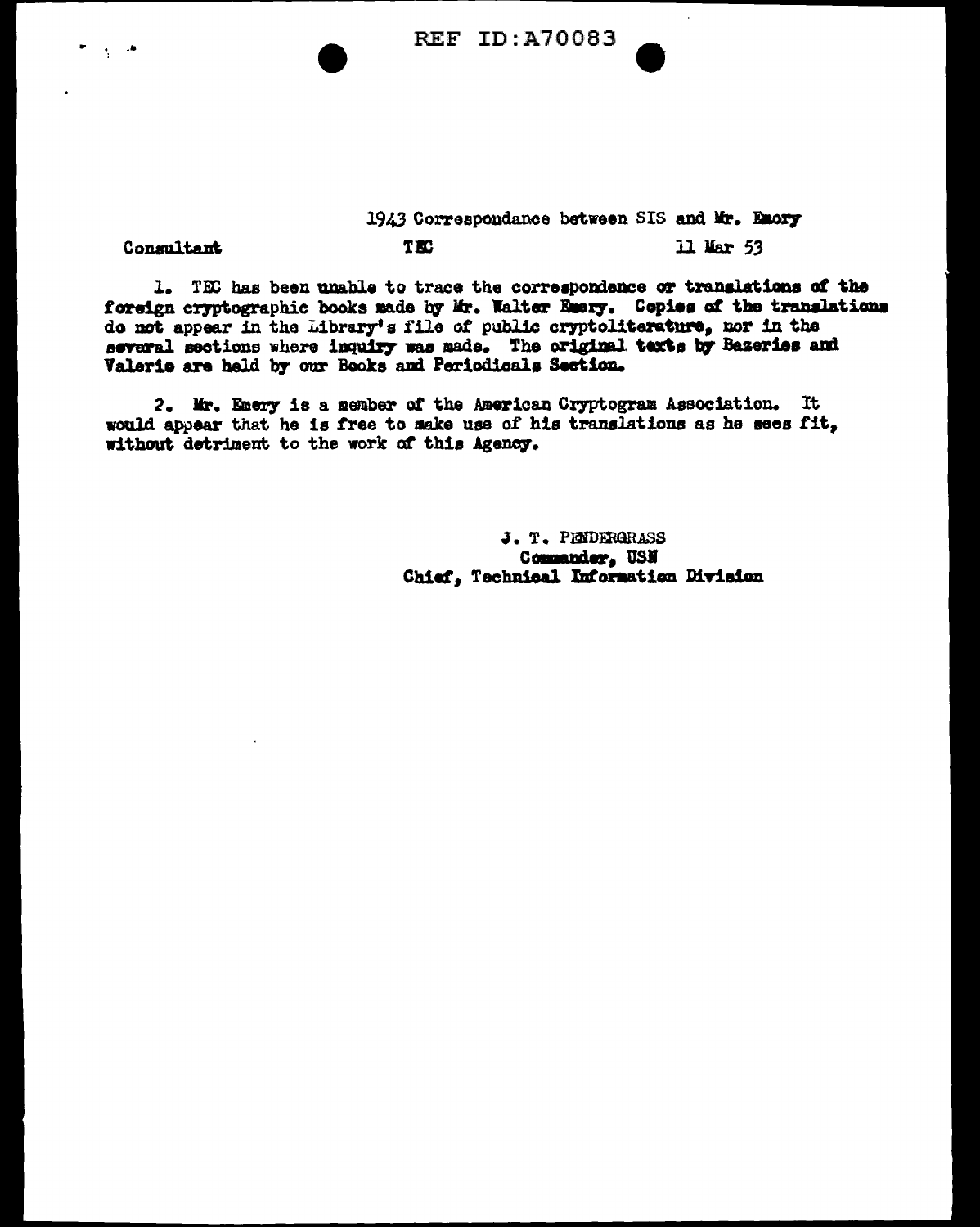REF ID:A70083

1943 Correspondance between SIS and Mr. Emory

Consultant TEC 11 Mar 53

1. TEC has been unable to trace the correspondence or translations of the foreign cryptographic books made by Mr. Walter Emery. Copies of the translations do not appear in the Library's file of public cryptoliterature, nor in the several sections where inquiry was made. The original texts by Bazeries and Valerio are held by our Books and Periodicals Section.

2. Mr. Emery is a member of the American Cryptogram Association. It would appear that he is free to make use of his translations as he sees fit, without detriment to the work of this Agency.

J. T. PENDERGRASS
Commander, USN
Chief, Technical Information Division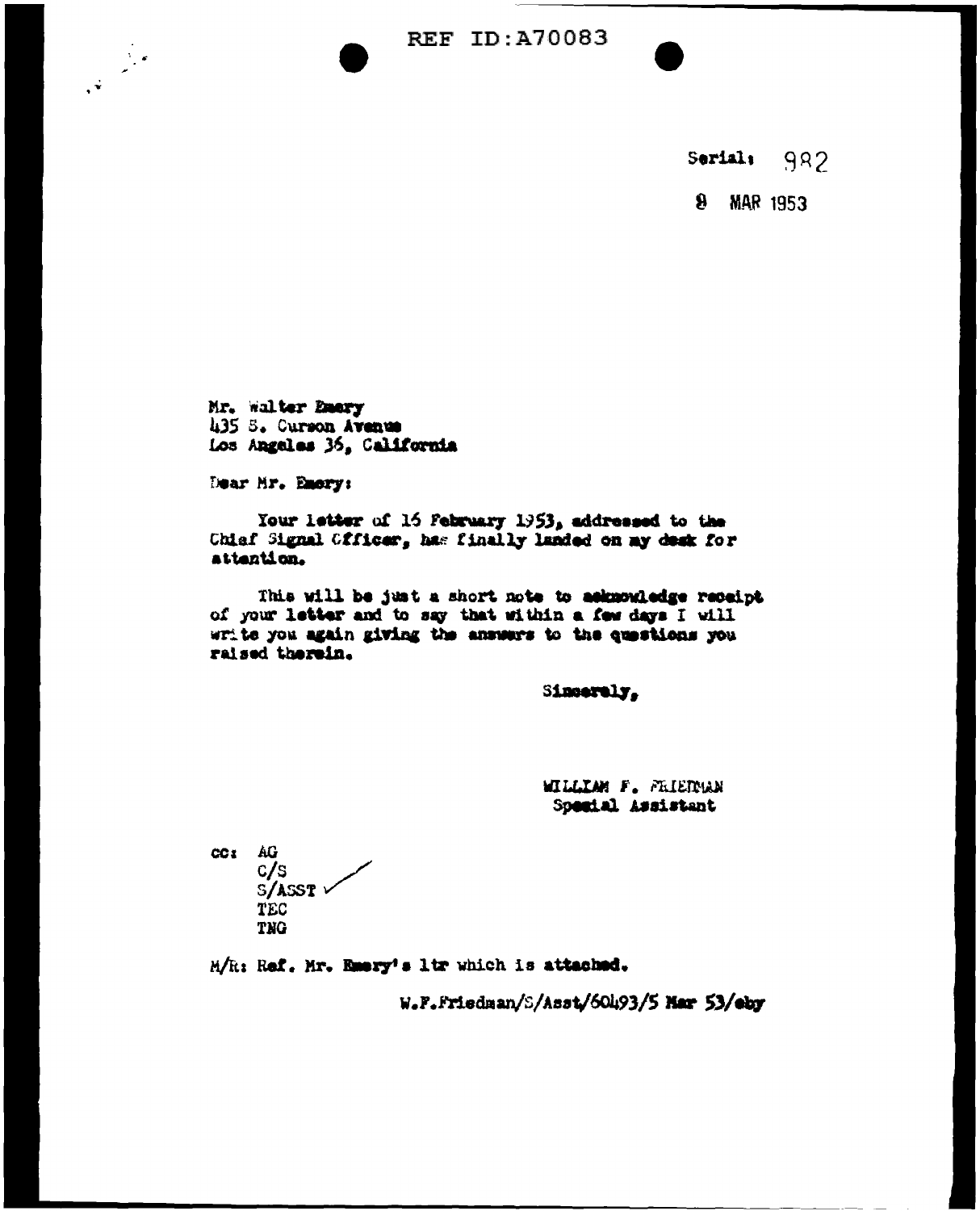REF ID:A70083

Serial: 982

8 MAR 1953

Mr. Walter Emery
435 S. Curson Avenue
Los Angeles 36, California

Dear Mr. Emery:

Your letter of 16 February 1953, addressed to the Chief Signal Officer, has finally landed on my desk for attention.

This will be just a short note to acknowledge receipt of your letter and to say that within a few days I will write you again giving the answers to the questions you raised therein.

Sincerely,

WILLIAM F. FRIEDMAN
Special Assistant

cc: AG
C/S
S/ASST ✓
TEC
TNG

M/R: Ref. Mr. Emery's ltr which is attached.

W.F.Friedman/S/Asst/60493/5 Mar 53/eby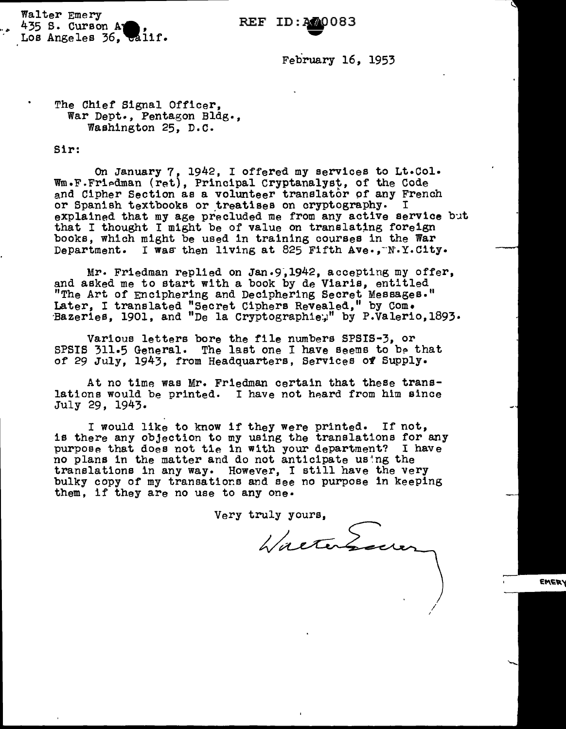Walter Emery
435 S. Curson Av,
Los Angeles 36, Calif.

REF ID:A70083

February 16, 1953

The Chief Signal Officer,
War Dept., Pentagon Bldg.,
Washington 25, D.C.

Sir:

On January 7, 1942, I offered my services to Lt.Col. Wm.F.Friedman (ret), Principal Cryptanalyst, of the Code and Cipher Section as a volunteer translator of any French or Spanish textbooks or treatises on cryptography. I explained that my age precluded me from any active service but that I thought I might be of value on translating foreign books, which might be used in training courses in the War Department. I was then living at 825 Fifth Ave., N.Y.City.

Mr. Friedman replied on Jan.9,1942, accepting my offer, and asked me to start with a book by de Viaris, entitled "The Art of Enciphering and Deciphering Secret Messages." Later, I translated "Secret Ciphers Revealed," by Com. Bazeries, 1901, and "De la Cryptographie," by P.Valerio,1893.

Various letters bore the file numbers SPSIS-3, or SPSIS 311.5 General. The last one I have seems to be that of 29 July, 1943, from Headquarters, Services of Supply.

At no time was Mr. Friedman certain that these translations would be printed. I have not heard from him since July 29, 1943.

I would like to know if they were printed. If not, is there any objection to my using the translations for any purpose that does not tie in with your department? I have no plans in the matter and do not anticipate using the translations in any way. However, I still have the very bulky copy of my transations and see no purpose in keeping them, if they are no use to any one.

Very truly yours,

Walter Emery

EMERY